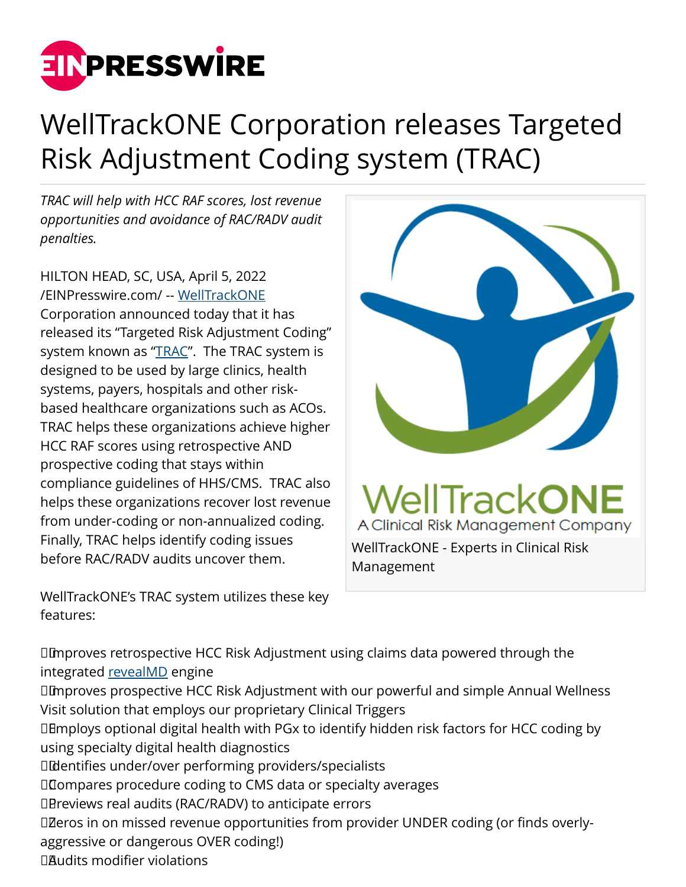# WellTrackONE Corporation releases Targeted Risk Adjustment Coding system (TRAC)

*TRAC will help with HCC RAF scores, lost revenue opportunities and avoidance of RAC/RADV audit penalties.*

HILTON HEAD, SC, USA, April 5, 2022 /EINPresswire.com/ -- WellTrackONE Corporation announced today that it has released its "Targeted Risk Adjustment Coding" system known as "TRAC". The TRAC system is designed to be used by large clinics, health systems, payers, hospitals and other risk-based healthcare organizations such as ACOs. TRAC helps these organizations achieve higher HCC RAF scores using retrospective AND prospective coding that stays within compliance guidelines of HHS/CMS. TRAC also helps these organizations recover lost revenue from under-coding or non-annualized coding. Finally, TRAC helps identify coding issues before RAC/RADV audits uncover them.

WellTrackONE - Experts in Clinical Risk Management

WellTrackONE's TRAC system utilizes these key features:

- Improves retrospective HCC Risk Adjustment using claims data powered through the integrated revealMD engine
- Improves prospective HCC Risk Adjustment with our powerful and simple Annual Wellness Visit solution that employs our proprietary Clinical Triggers
- Employs optional digital health with PGx to identify hidden risk factors for HCC coding by using specialty digital health diagnostics
- Identifies under/over performing providers/specialists
- Compares procedure coding to CMS data or specialty averages
- Previews real audits (RAC/RADV) to anticipate errors
- Zeros in on missed revenue opportunities from provider UNDER coding (or finds overly-aggressive or dangerous OVER coding!)
- Audits modifier violations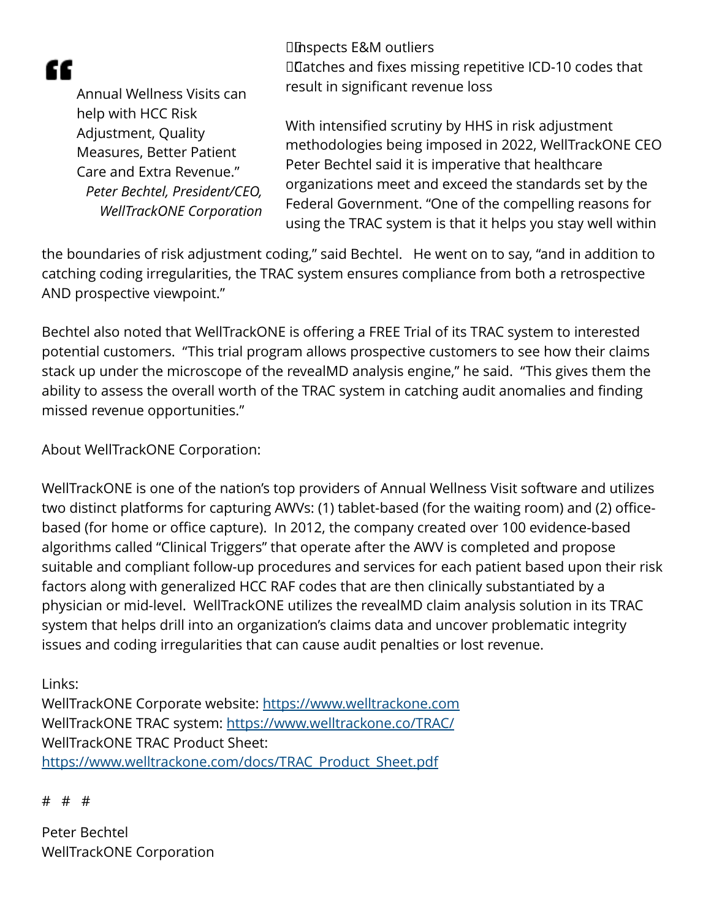> Annual Wellness Visits can help with HCC Risk Adjustment, Quality Measures, Better Patient Care and Extra Revenue."
>
> *Peter Bechtel, President/CEO, WellTrackONE Corporation*

- Inspects E&M outliers
- Catches and fixes missing repetitive ICD-10 codes that result in significant revenue loss

With intensified scrutiny by HHS in risk adjustment methodologies being imposed in 2022, WellTrackONE CEO Peter Bechtel said it is imperative that healthcare organizations meet and exceed the standards set by the Federal Government. "One of the compelling reasons for using the TRAC system is that it helps you stay well within the boundaries of risk adjustment coding," said Bechtel. He went on to say, "and in addition to catching coding irregularities, the TRAC system ensures compliance from both a retrospective AND prospective viewpoint."

Bechtel also noted that WellTrackONE is offering a FREE Trial of its TRAC system to interested potential customers. "This trial program allows prospective customers to see how their claims stack up under the microscope of the revealMD analysis engine," he said. "This gives them the ability to assess the overall worth of the TRAC system in catching audit anomalies and finding missed revenue opportunities."

About WellTrackONE Corporation:

WellTrackONE is one of the nation's top providers of Annual Wellness Visit software and utilizes two distinct platforms for capturing AWVs: (1) tablet-based (for the waiting room) and (2) office-based (for home or office capture). In 2012, the company created over 100 evidence-based algorithms called "Clinical Triggers" that operate after the AWV is completed and propose suitable and compliant follow-up procedures and services for each patient based upon their risk factors along with generalized HCC RAF codes that are then clinically substantiated by a physician or mid-level. WellTrackONE utilizes the revealMD claim analysis solution in its TRAC system that helps drill into an organization's claims data and uncover problematic integrity issues and coding irregularities that can cause audit penalties or lost revenue.

Links:
WellTrackONE Corporate website: [https://www.welltrackone.com](https://www.welltrackone.com)
WellTrackONE TRAC system: [https://www.welltrackone.co/TRAC/](https://www.welltrackone.co/TRAC/)
WellTrackONE TRAC Product Sheet:
[https://www.welltrackone.com/docs/TRAC_Product_Sheet.pdf](https://www.welltrackone.com/docs/TRAC_Product_Sheet.pdf)

# # #

Peter Bechtel
WellTrackONE Corporation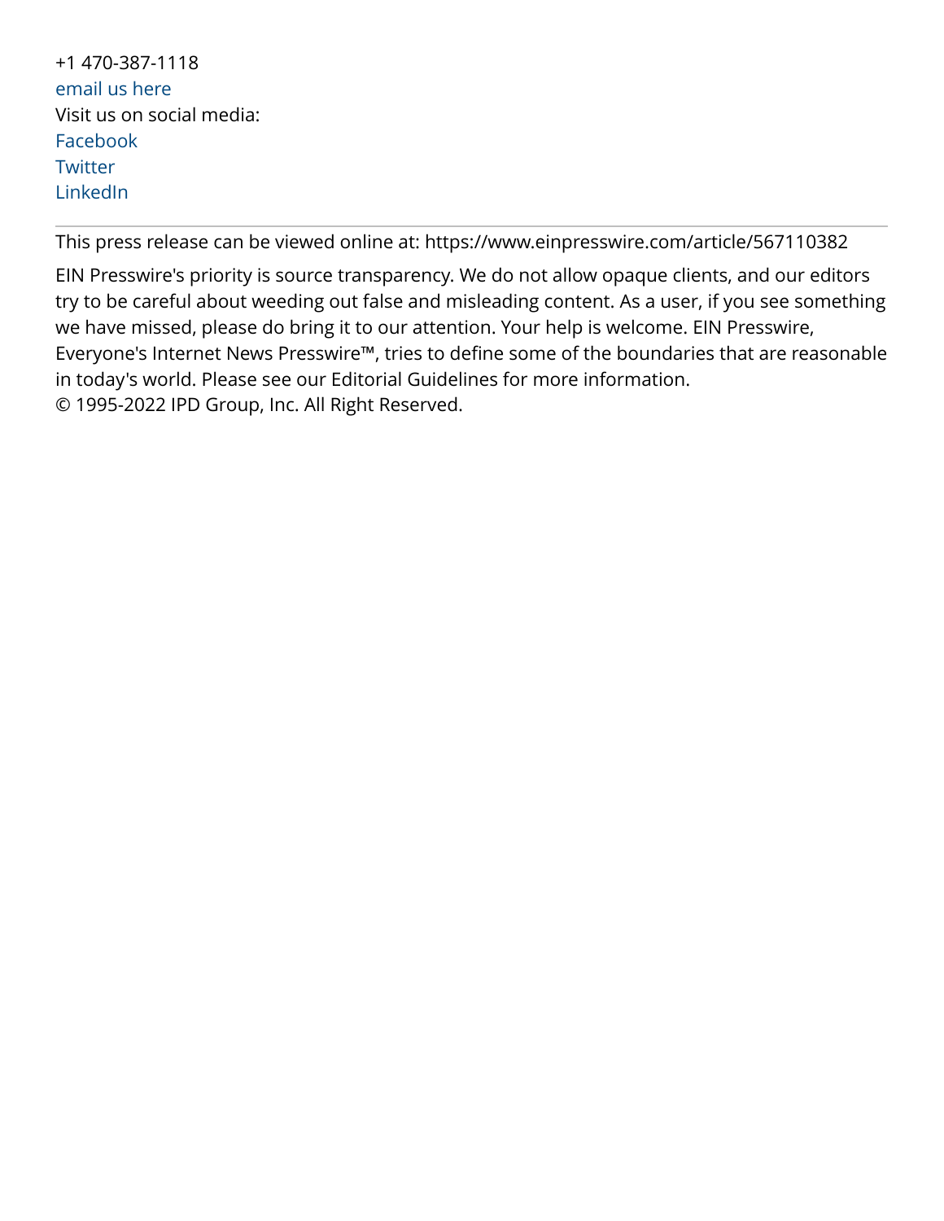+1 470-387-1118
email us here
Visit us on social media:
Facebook
Twitter
LinkedIn

---

This press release can be viewed online at: https://www.einpresswire.com/article/567110382

EIN Presswire's priority is source transparency. We do not allow opaque clients, and our editors try to be careful about weeding out false and misleading content. As a user, if you see something we have missed, please do bring it to our attention. Your help is welcome. EIN Presswire, Everyone's Internet News Presswire™, tries to define some of the boundaries that are reasonable in today's world. Please see our Editorial Guidelines for more information.
© 1995-2022 IPD Group, Inc. All Right Reserved.